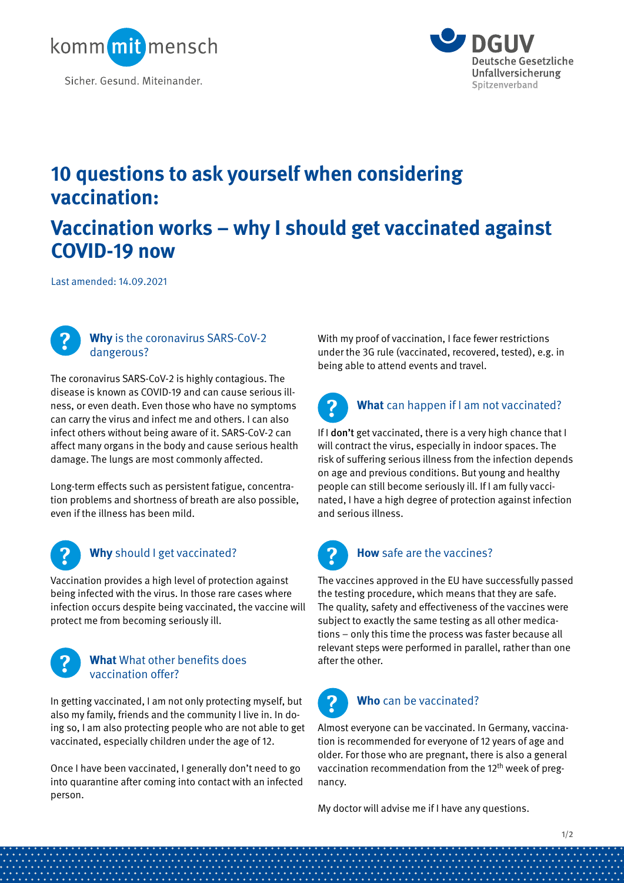# 10 questions to ask yourself when considering vaccination:

# Vaccination works – why I should get vaccinated against COVID-19 now

Last amended: 14.09.2021

## **Why** is the coronavirus SARS-CoV-2 dangerous?

The coronavirus SARS-CoV-2 is highly contagious. The disease is known as COVID-19 and can cause serious illness, or even death. Even those who have no symptoms can carry the virus and infect me and others. I can also infect others without being aware of it. SARS-CoV-2 can affect many organs in the body and cause serious health damage. The lungs are most commonly affected.

Long-term effects such as persistent fatigue, concentration problems and shortness of breath are also possible, even if the illness has been mild.

## **Why** should I get vaccinated?

Vaccination provides a high level of protection against being infected with the virus. In those rare cases where infection occurs despite being vaccinated, the vaccine will protect me from becoming seriously ill.

## **What** What other benefits does vaccination offer?

In getting vaccinated, I am not only protecting myself, but also my family, friends and the community I live in. In doing so, I am also protecting people who are not able to get vaccinated, especially children under the age of 12.

Once I have been vaccinated, I generally don't need to go into quarantine after coming into contact with an infected person.

With my proof of vaccination, I face fewer restrictions under the 3G rule (vaccinated, recovered, tested), e.g. in being able to attend events and travel.

## **What** can happen if I am not vaccinated?

If I **don't** get vaccinated, there is a very high chance that I will contract the virus, especially in indoor spaces. The risk of suffering serious illness from the infection depends on age and previous conditions. But young and healthy people can still become seriously ill. If I am fully vaccinated, I have a high degree of protection against infection and serious illness.

## **How** safe are the vaccines?

The vaccines approved in the EU have successfully passed the testing procedure, which means that they are safe. The quality, safety and effectiveness of the vaccines were subject to exactly the same testing as all other medications – only this time the process was faster because all relevant steps were performed in parallel, rather than one after the other.

## **Who** can be vaccinated?

Almost everyone can be vaccinated. In Germany, vaccination is recommended for everyone of 12 years of age and older. For those who are pregnant, there is also a general vaccination recommendation from the 12th week of pregnancy.

My doctor will advise me if I have any questions.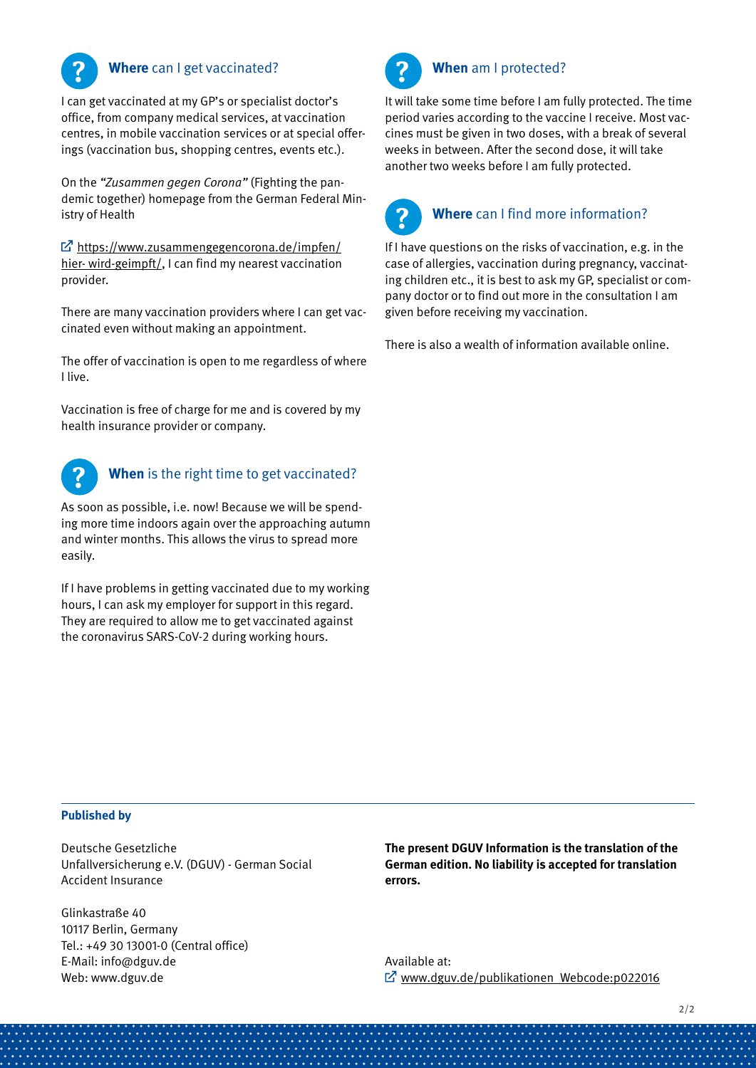## **Where** can I get vaccinated?

I can get vaccinated at my GP's or specialist doctor's office, from company medical services, at vaccination centres, in mobile vaccination services or at special offerings (vaccination bus, shopping centres, events etc.).

On the *"Zusammen gegen Corona"* (Fighting the pandemic together) homepage from the German Federal Ministry of Health

https://www.zusammengegencorona.de/impfen/hier- wird-geimpft/, I can find my nearest vaccination provider.

There are many vaccination providers where I can get vaccinated even without making an appointment.

The offer of vaccination is open to me regardless of where I live.

Vaccination is free of charge for me and is covered by my health insurance provider or company.

## **When** is the right time to get vaccinated?

As soon as possible, i.e. now! Because we will be spending more time indoors again over the approaching autumn and winter months. This allows the virus to spread more easily.

If I have problems in getting vaccinated due to my working hours, I can ask my employer for support in this regard. They are required to allow me to get vaccinated against the coronavirus SARS-CoV-2 during working hours.

## **When** am I protected?

It will take some time before I am fully protected. The time period varies according to the vaccine I receive. Most vaccines must be given in two doses, with a break of several weeks in between. After the second dose, it will take another two weeks before I am fully protected.

## **Where** can I find more information?

If I have questions on the risks of vaccination, e.g. in the case of allergies, vaccination during pregnancy, vaccinating children etc., it is best to ask my GP, specialist or company doctor or to find out more in the consultation I am given before receiving my vaccination.

There is also a wealth of information available online.

---

**Published by**

Deutsche Gesetzliche Unfallversicherung e.V. (DGUV) - German Social Accident Insurance

Glinkastraße 40
10117 Berlin, Germany
Tel.: +49 30 13001-0 (Central office)
E-Mail: info@dguv.de
Web: www.dguv.de

**The present DGUV Information is the translation of the German edition. No liability is accepted for translation errors.**

Available at:
www.dguv.de/publikationen Webcode:p022016